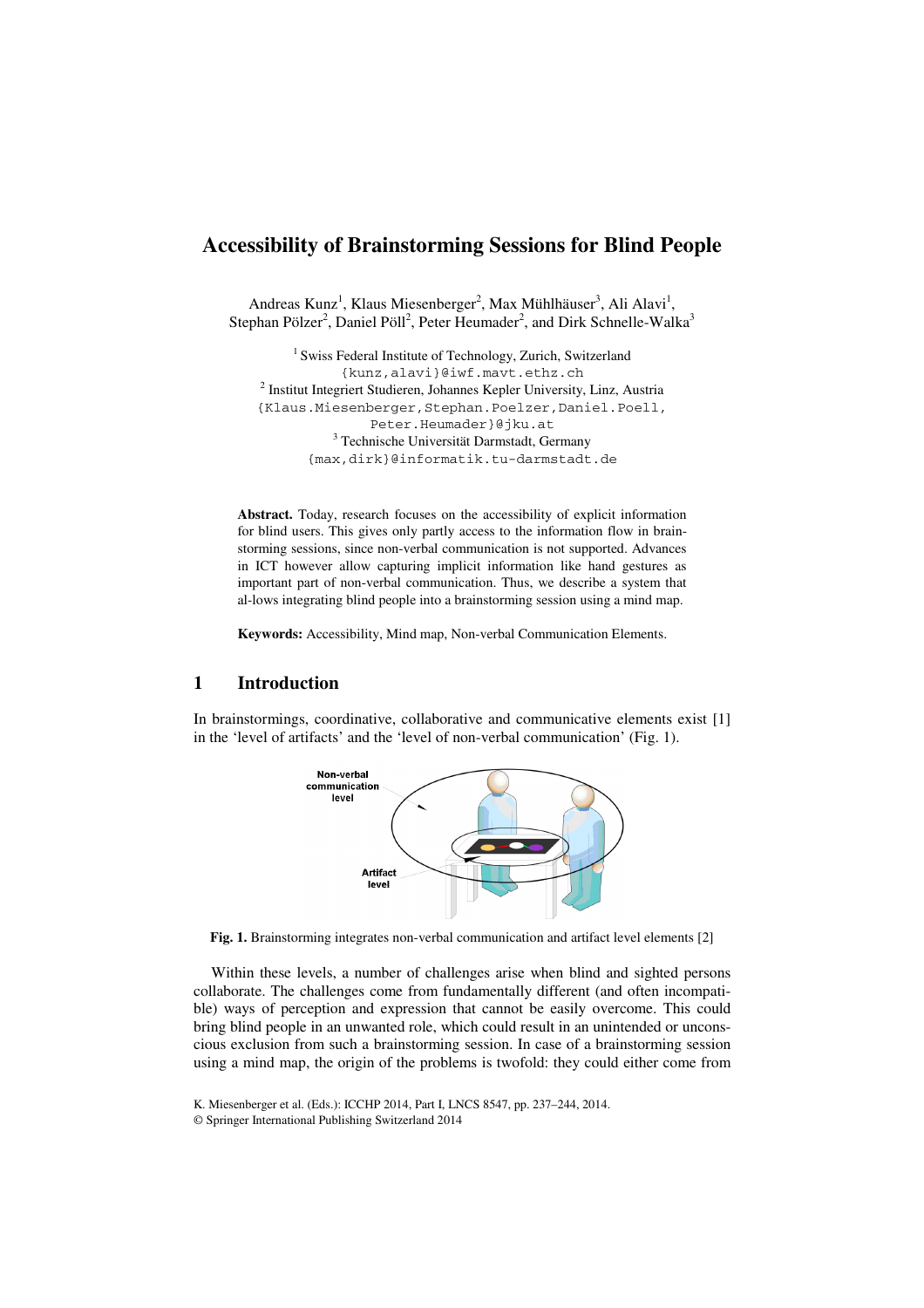# Accessibility of Brainstorming Sessions for Blind People

Andreas Kunz[1], Klaus Miesenberger[2], Max Mühlhäuser[3], Ali Alavi[1], Stephan Pölzer[2], Daniel Pöll[2], Peter Heumader[2], and Dirk Schnelle-Walka[3]

[1] Swiss Federal Institute of Technology, Zurich, Switzerland
{kunz,alavi}@iwf.mavt.ethz.ch

[2] Institut Integriert Studieren, Johannes Kepler University, Linz, Austria
{Klaus.Miesenberger,Stephan.Poelzer,Daniel.Poell, Peter.Heumader}@jku.at

[3] Technische Universität Darmstadt, Germany
{max,dirk}@informatik.tu-darmstadt.de

**Abstract.** Today, research focuses on the accessibility of explicit information for blind users. This gives only partly access to the information flow in brainstorming sessions, since non-verbal communication is not supported. Advances in ICT however allow capturing implicit information like hand gestures as important part of non-verbal communication. Thus, we describe a system that al-lows integrating blind people into a brainstorming session using a mind map.

**Keywords:** Accessibility, Mind map, Non-verbal Communication Elements.

## 1 Introduction

In brainstormings, coordinative, collaborative and communicative elements exist [1] in the 'level of artifacts' and the 'level of non-verbal communication' (Fig. 1).

**Fig. 1.** Brainstorming integrates non-verbal communication and artifact level elements [2]

Within these levels, a number of challenges arise when blind and sighted persons collaborate. The challenges come from fundamentally different (and often incompatible) ways of perception and expression that cannot be easily overcome. This could bring blind people in an unwanted role, which could result in an unintended or unconscious exclusion from such a brainstorming session. In case of a brainstorming session using a mind map, the origin of the problems is twofold: they could either come from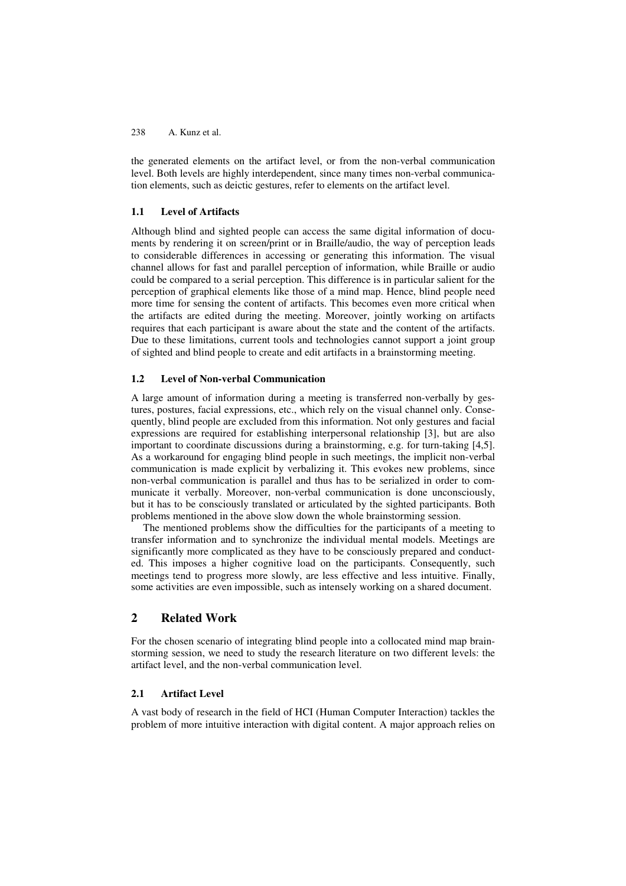the generated elements on the artifact level, or from the non-verbal communication level. Both levels are highly interdependent, since many times non-verbal communication elements, such as deictic gestures, refer to elements on the artifact level.

### 1.1 Level of Artifacts

Although blind and sighted people can access the same digital information of documents by rendering it on screen/print or in Braille/audio, the way of perception leads to considerable differences in accessing or generating this information. The visual channel allows for fast and parallel perception of information, while Braille or audio could be compared to a serial perception. This difference is in particular salient for the perception of graphical elements like those of a mind map. Hence, blind people need more time for sensing the content of artifacts. This becomes even more critical when the artifacts are edited during the meeting. Moreover, jointly working on artifacts requires that each participant is aware about the state and the content of the artifacts. Due to these limitations, current tools and technologies cannot support a joint group of sighted and blind people to create and edit artifacts in a brainstorming meeting.

### 1.2 Level of Non-verbal Communication

A large amount of information during a meeting is transferred non-verbally by gestures, postures, facial expressions, etc., which rely on the visual channel only. Consequently, blind people are excluded from this information. Not only gestures and facial expressions are required for establishing interpersonal relationship [3], but are also important to coordinate discussions during a brainstorming, e.g. for turn-taking [4,5]. As a workaround for engaging blind people in such meetings, the implicit non-verbal communication is made explicit by verbalizing it. This evokes new problems, since non-verbal communication is parallel and thus has to be serialized in order to communicate it verbally. Moreover, non-verbal communication is done unconsciously, but it has to be consciously translated or articulated by the sighted participants. Both problems mentioned in the above slow down the whole brainstorming session.

The mentioned problems show the difficulties for the participants of a meeting to transfer information and to synchronize the individual mental models. Meetings are significantly more complicated as they have to be consciously prepared and conducted. This imposes a higher cognitive load on the participants. Consequently, such meetings tend to progress more slowly, are less effective and less intuitive. Finally, some activities are even impossible, such as intensely working on a shared document.

## 2 Related Work

For the chosen scenario of integrating blind people into a collocated mind map brainstorming session, we need to study the research literature on two different levels: the artifact level, and the non-verbal communication level.

### 2.1 Artifact Level

A vast body of research in the field of HCI (Human Computer Interaction) tackles the problem of more intuitive interaction with digital content. A major approach relies on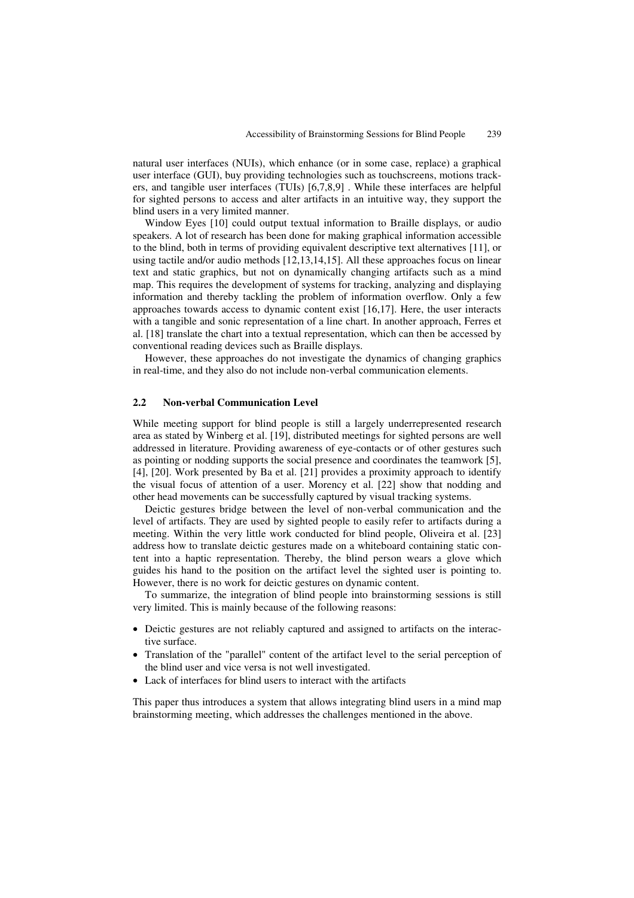natural user interfaces (NUIs), which enhance (or in some case, replace) a graphical user interface (GUI), buy providing technologies such as touchscreens, motions trackers, and tangible user interfaces (TUIs) [6,7,8,9] . While these interfaces are helpful for sighted persons to access and alter artifacts in an intuitive way, they support the blind users in a very limited manner.

Window Eyes [10] could output textual information to Braille displays, or audio speakers. A lot of research has been done for making graphical information accessible to the blind, both in terms of providing equivalent descriptive text alternatives [11], or using tactile and/or audio methods [12,13,14,15]. All these approaches focus on linear text and static graphics, but not on dynamically changing artifacts such as a mind map. This requires the development of systems for tracking, analyzing and displaying information and thereby tackling the problem of information overflow. Only a few approaches towards access to dynamic content exist [16,17]. Here, the user interacts with a tangible and sonic representation of a line chart. In another approach, Ferres et al. [18] translate the chart into a textual representation, which can then be accessed by conventional reading devices such as Braille displays.

However, these approaches do not investigate the dynamics of changing graphics in real-time, and they also do not include non-verbal communication elements.

### 2.2 Non-verbal Communication Level

While meeting support for blind people is still a largely underrepresented research area as stated by Winberg et al. [19], distributed meetings for sighted persons are well addressed in literature. Providing awareness of eye-contacts or of other gestures such as pointing or nodding supports the social presence and coordinates the teamwork [5], [4], [20]. Work presented by Ba et al. [21] provides a proximity approach to identify the visual focus of attention of a user. Morency et al. [22] show that nodding and other head movements can be successfully captured by visual tracking systems.

Deictic gestures bridge between the level of non-verbal communication and the level of artifacts. They are used by sighted people to easily refer to artifacts during a meeting. Within the very little work conducted for blind people, Oliveira et al. [23] address how to translate deictic gestures made on a whiteboard containing static content into a haptic representation. Thereby, the blind person wears a glove which guides his hand to the position on the artifact level the sighted user is pointing to. However, there is no work for deictic gestures on dynamic content.

To summarize, the integration of blind people into brainstorming sessions is still very limited. This is mainly because of the following reasons:

- Deictic gestures are not reliably captured and assigned to artifacts on the interactive surface.
- Translation of the "parallel" content of the artifact level to the serial perception of the blind user and vice versa is not well investigated.
- Lack of interfaces for blind users to interact with the artifacts

This paper thus introduces a system that allows integrating blind users in a mind map brainstorming meeting, which addresses the challenges mentioned in the above.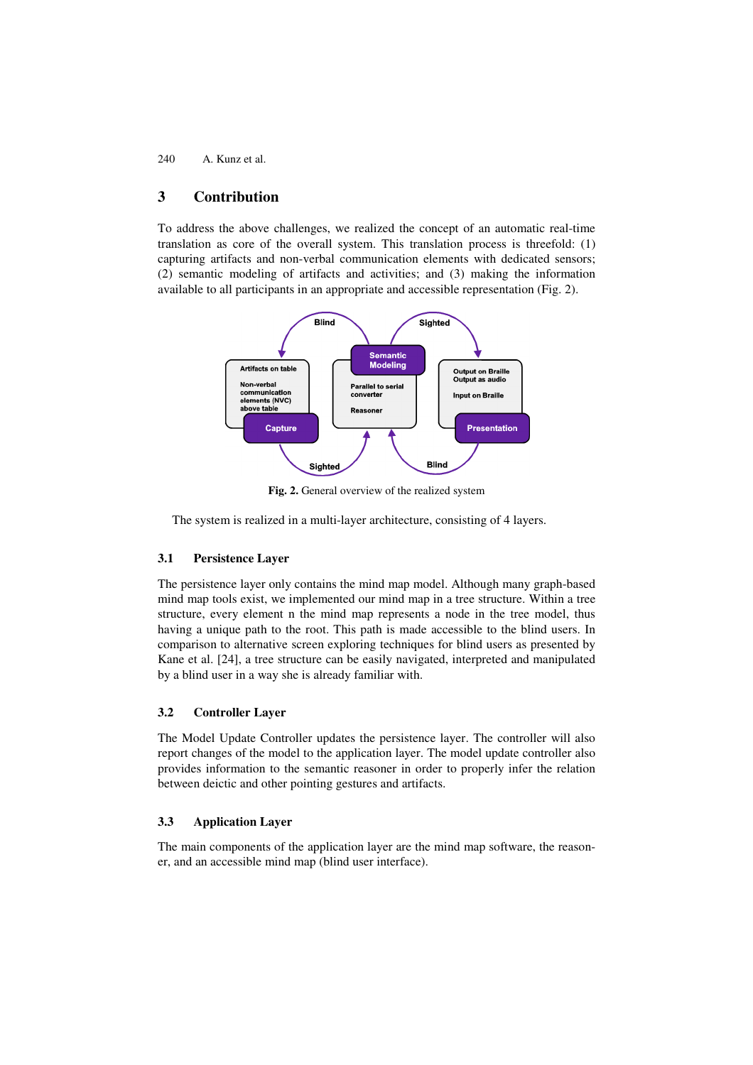## 3 Contribution

To address the above challenges, we realized the concept of an automatic real-time translation as core of the overall system. This translation process is threefold: (1) capturing artifacts and non-verbal communication elements with dedicated sensors; (2) semantic modeling of artifacts and activities; and (3) making the information available to all participants in an appropriate and accessible representation (Fig. 2).

**Fig. 2.** General overview of the realized system

The system is realized in a multi-layer architecture, consisting of 4 layers.

### 3.1 Persistence Layer

The persistence layer only contains the mind map model. Although many graph-based mind map tools exist, we implemented our mind map in a tree structure. Within a tree structure, every element n the mind map represents a node in the tree model, thus having a unique path to the root. This path is made accessible to the blind users. In comparison to alternative screen exploring techniques for blind users as presented by Kane et al. [24], a tree structure can be easily navigated, interpreted and manipulated by a blind user in a way she is already familiar with.

### 3.2 Controller Layer

The Model Update Controller updates the persistence layer. The controller will also report changes of the model to the application layer. The model update controller also provides information to the semantic reasoner in order to properly infer the relation between deictic and other pointing gestures and artifacts.

### 3.3 Application Layer

The main components of the application layer are the mind map software, the reasoner, and an accessible mind map (blind user interface).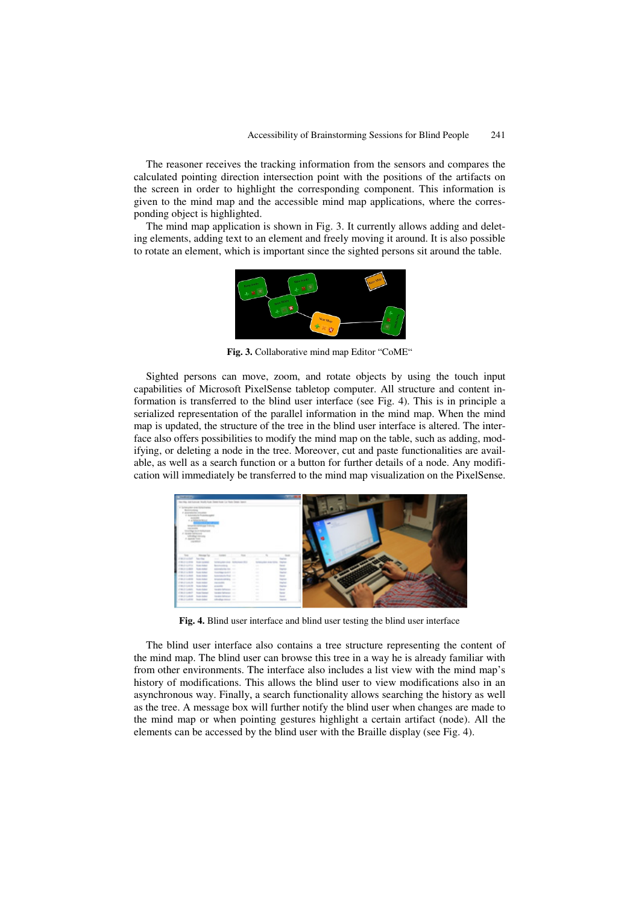The reasoner receives the tracking information from the sensors and compares the calculated pointing direction intersection point with the positions of the artifacts on the screen in order to highlight the corresponding component. This information is given to the mind map and the accessible mind map applications, where the corresponding object is highlighted.

The mind map application is shown in Fig. 3. It currently allows adding and deleting elements, adding text to an element and freely moving it around. It is also possible to rotate an element, which is important since the sighted persons sit around the table.

**Fig. 3.** Collaborative mind map Editor "CoME"

Sighted persons can move, zoom, and rotate objects by using the touch input capabilities of Microsoft PixelSense tabletop computer. All structure and content information is transferred to the blind user interface (see Fig. 4). This is in principle a serialized representation of the parallel information in the mind map. When the mind map is updated, the structure of the tree in the blind user interface is altered. The interface also offers possibilities to modify the mind map on the table, such as adding, modifying, or deleting a node in the tree. Moreover, cut and paste functionalities are available, as well as a search function or a button for further details of a node. Any modification will immediately be transferred to the mind map visualization on the PixelSense.

**Fig. 4.** Blind user interface and blind user testing the blind user interface

The blind user interface also contains a tree structure representing the content of the mind map. The blind user can browse this tree in a way he is already familiar with from other environments. The interface also includes a list view with the mind map's history of modifications. This allows the blind user to view modifications also in an asynchronous way. Finally, a search functionality allows searching the history as well as the tree. A message box will further notify the blind user when changes are made to the mind map or when pointing gestures highlight a certain artifact (node). All the elements can be accessed by the blind user with the Braille display (see Fig. 4).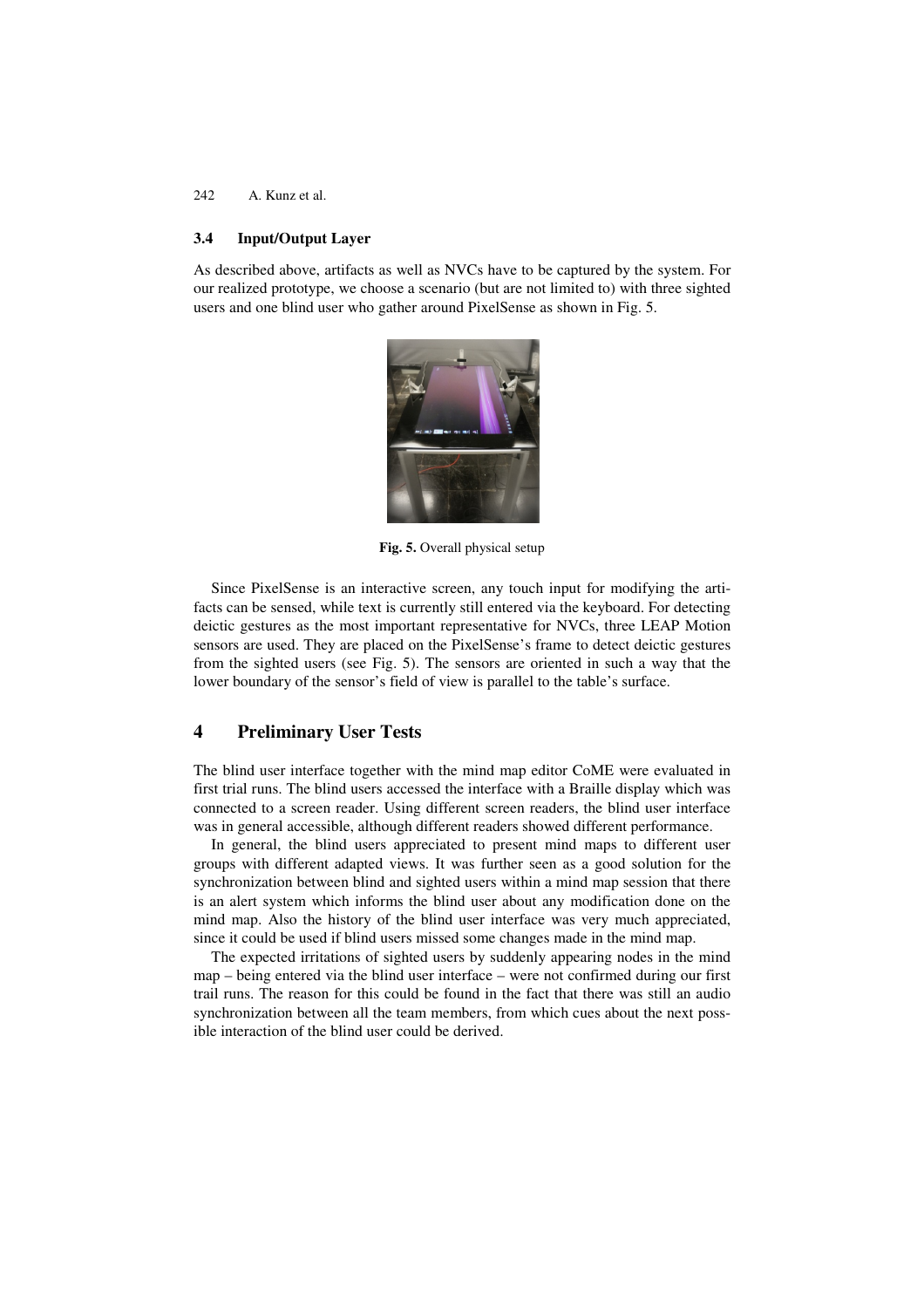### 3.4 Input/Output Layer

As described above, artifacts as well as NVCs have to be captured by the system. For our realized prototype, we choose a scenario (but are not limited to) with three sighted users and one blind user who gather around PixelSense as shown in Fig. 5.

**Fig. 5.** Overall physical setup

Since PixelSense is an interactive screen, any touch input for modifying the artifacts can be sensed, while text is currently still entered via the keyboard. For detecting deictic gestures as the most important representative for NVCs, three LEAP Motion sensors are used. They are placed on the PixelSense's frame to detect deictic gestures from the sighted users (see Fig. 5). The sensors are oriented in such a way that the lower boundary of the sensor's field of view is parallel to the table's surface.

## 4 Preliminary User Tests

The blind user interface together with the mind map editor CoME were evaluated in first trial runs. The blind users accessed the interface with a Braille display which was connected to a screen reader. Using different screen readers, the blind user interface was in general accessible, although different readers showed different performance.

In general, the blind users appreciated to present mind maps to different user groups with different adapted views. It was further seen as a good solution for the synchronization between blind and sighted users within a mind map session that there is an alert system which informs the blind user about any modification done on the mind map. Also the history of the blind user interface was very much appreciated, since it could be used if blind users missed some changes made in the mind map.

The expected irritations of sighted users by suddenly appearing nodes in the mind map – being entered via the blind user interface – were not confirmed during our first trail runs. The reason for this could be found in the fact that there was still an audio synchronization between all the team members, from which cues about the next possible interaction of the blind user could be derived.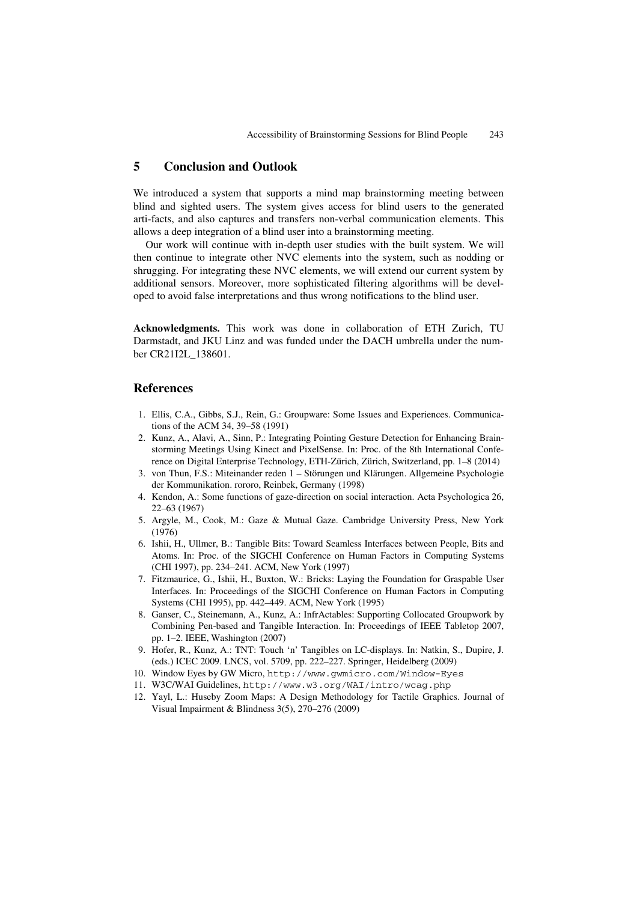## 5 Conclusion and Outlook

We introduced a system that supports a mind map brainstorming meeting between blind and sighted users. The system gives access for blind users to the generated arti-facts, and also captures and transfers non-verbal communication elements. This allows a deep integration of a blind user into a brainstorming meeting.

Our work will continue with in-depth user studies with the built system. We will then continue to integrate other NVC elements into the system, such as nodding or shrugging. For integrating these NVC elements, we will extend our current system by additional sensors. Moreover, more sophisticated filtering algorithms will be developed to avoid false interpretations and thus wrong notifications to the blind user.

**Acknowledgments.** This work was done in collaboration of ETH Zurich, TU Darmstadt, and JKU Linz and was funded under the DACH umbrella under the number CR21I2L_138601.

## References

1. Ellis, C.A., Gibbs, S.J., Rein, G.: Groupware: Some Issues and Experiences. Communications of the ACM 34, 39–58 (1991)
2. Kunz, A., Alavi, A., Sinn, P.: Integrating Pointing Gesture Detection for Enhancing Brainstorming Meetings Using Kinect and PixelSense. In: Proc. of the 8th International Conference on Digital Enterprise Technology, ETH-Zürich, Zürich, Switzerland, pp. 1–8 (2014)
3. von Thun, F.S.: Miteinander reden 1 – Störungen und Klärungen. Allgemeine Psychologie der Kommunikation. rororo, Reinbek, Germany (1998)
4. Kendon, A.: Some functions of gaze-direction on social interaction. Acta Psychologica 26, 22–63 (1967)
5. Argyle, M., Cook, M.: Gaze & Mutual Gaze. Cambridge University Press, New York (1976)
6. Ishii, H., Ullmer, B.: Tangible Bits: Toward Seamless Interfaces between People, Bits and Atoms. In: Proc. of the SIGCHI Conference on Human Factors in Computing Systems (CHI 1997), pp. 234–241. ACM, New York (1997)
7. Fitzmaurice, G., Ishii, H., Buxton, W.: Bricks: Laying the Foundation for Graspable User Interfaces. In: Proceedings of the SIGCHI Conference on Human Factors in Computing Systems (CHI 1995), pp. 442–449. ACM, New York (1995)
8. Ganser, C., Steinemann, A., Kunz, A.: InfrActables: Supporting Collocated Groupwork by Combining Pen-based and Tangible Interaction. In: Proceedings of IEEE Tabletop 2007, pp. 1–2. IEEE, Washington (2007)
9. Hofer, R., Kunz, A.: TNT: Touch 'n' Tangibles on LC-displays. In: Natkin, S., Dupire, J. (eds.) ICEC 2009. LNCS, vol. 5709, pp. 222–227. Springer, Heidelberg (2009)
10. Window Eyes by GW Micro, http://www.gwmicro.com/Window-Eyes
11. W3C/WAI Guidelines, http://www.w3.org/WAI/intro/wcag.php
12. Yayl, L.: Huseby Zoom Maps: A Design Methodology for Tactile Graphics. Journal of Visual Impairment & Blindness 3(5), 270–276 (2009)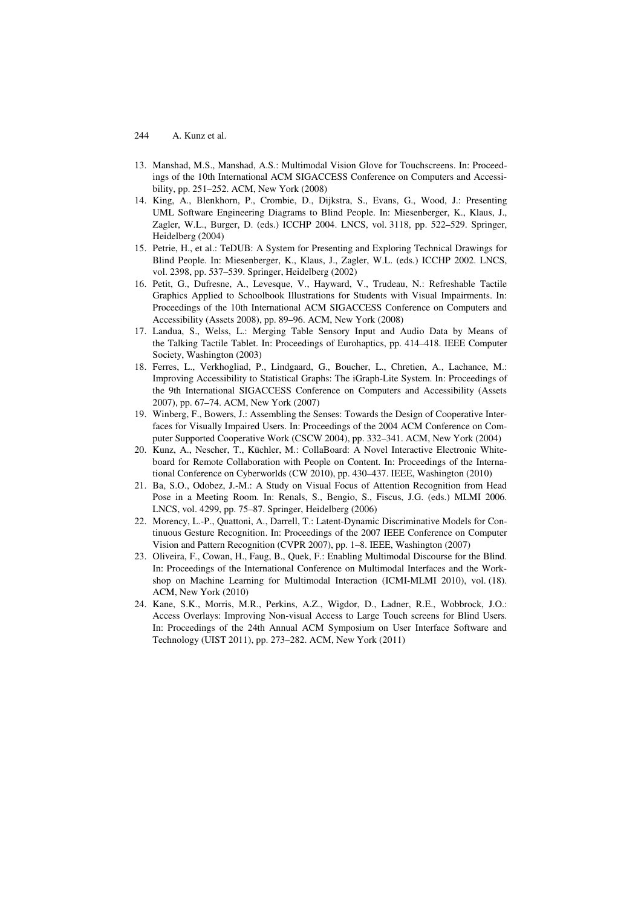13. Manshad, M.S., Manshad, A.S.: Multimodal Vision Glove for Touchscreens. In: Proceedings of the 10th International ACM SIGACCESS Conference on Computers and Accessibility, pp. 251–252. ACM, New York (2008)
14. King, A., Blenkhorn, P., Crombie, D., Dijkstra, S., Evans, G., Wood, J.: Presenting UML Software Engineering Diagrams to Blind People. In: Miesenberger, K., Klaus, J., Zagler, W.L., Burger, D. (eds.) ICCHP 2004. LNCS, vol. 3118, pp. 522–529. Springer, Heidelberg (2004)
15. Petrie, H., et al.: TeDUB: A System for Presenting and Exploring Technical Drawings for Blind People. In: Miesenberger, K., Klaus, J., Zagler, W.L. (eds.) ICCHP 2002. LNCS, vol. 2398, pp. 537–539. Springer, Heidelberg (2002)
16. Petit, G., Dufresne, A., Levesque, V., Hayward, V., Trudeau, N.: Refreshable Tactile Graphics Applied to Schoolbook Illustrations for Students with Visual Impairments. In: Proceedings of the 10th International ACM SIGACCESS Conference on Computers and Accessibility (Assets 2008), pp. 89–96. ACM, New York (2008)
17. Landua, S., Welss, L.: Merging Table Sensory Input and Audio Data by Means of the Talking Tactile Tablet. In: Proceedings of Eurohaptics, pp. 414–418. IEEE Computer Society, Washington (2003)
18. Ferres, L., Verkhogliad, P., Lindgaard, G., Boucher, L., Chretien, A., Lachance, M.: Improving Accessibility to Statistical Graphs: The iGraph-Lite System. In: Proceedings of the 9th International SIGACCESS Conference on Computers and Accessibility (Assets 2007), pp. 67–74. ACM, New York (2007)
19. Winberg, F., Bowers, J.: Assembling the Senses: Towards the Design of Cooperative Interfaces for Visually Impaired Users. In: Proceedings of the 2004 ACM Conference on Computer Supported Cooperative Work (CSCW 2004), pp. 332–341. ACM, New York (2004)
20. Kunz, A., Nescher, T., Küchler, M.: CollaBoard: A Novel Interactive Electronic Whiteboard for Remote Collaboration with People on Content. In: Proceedings of the International Conference on Cyberworlds (CW 2010), pp. 430–437. IEEE, Washington (2010)
21. Ba, S.O., Odobez, J.-M.: A Study on Visual Focus of Attention Recognition from Head Pose in a Meeting Room. In: Renals, S., Bengio, S., Fiscus, J.G. (eds.) MLMI 2006. LNCS, vol. 4299, pp. 75–87. Springer, Heidelberg (2006)
22. Morency, L.-P., Quattoni, A., Darrell, T.: Latent-Dynamic Discriminative Models for Continuous Gesture Recognition. In: Proceedings of the 2007 IEEE Conference on Computer Vision and Pattern Recognition (CVPR 2007), pp. 1–8. IEEE, Washington (2007)
23. Oliveira, F., Cowan, H., Faug, B., Quek, F.: Enabling Multimodal Discourse for the Blind. In: Proceedings of the International Conference on Multimodal Interfaces and the Workshop on Machine Learning for Multimodal Interaction (ICMI-MLMI 2010), vol. (18). ACM, New York (2010)
24. Kane, S.K., Morris, M.R., Perkins, A.Z., Wigdor, D., Ladner, R.E., Wobbrock, J.O.: Access Overlays: Improving Non-visual Access to Large Touch screens for Blind Users. In: Proceedings of the 24th Annual ACM Symposium on User Interface Software and Technology (UIST 2011), pp. 273–282. ACM, New York (2011)